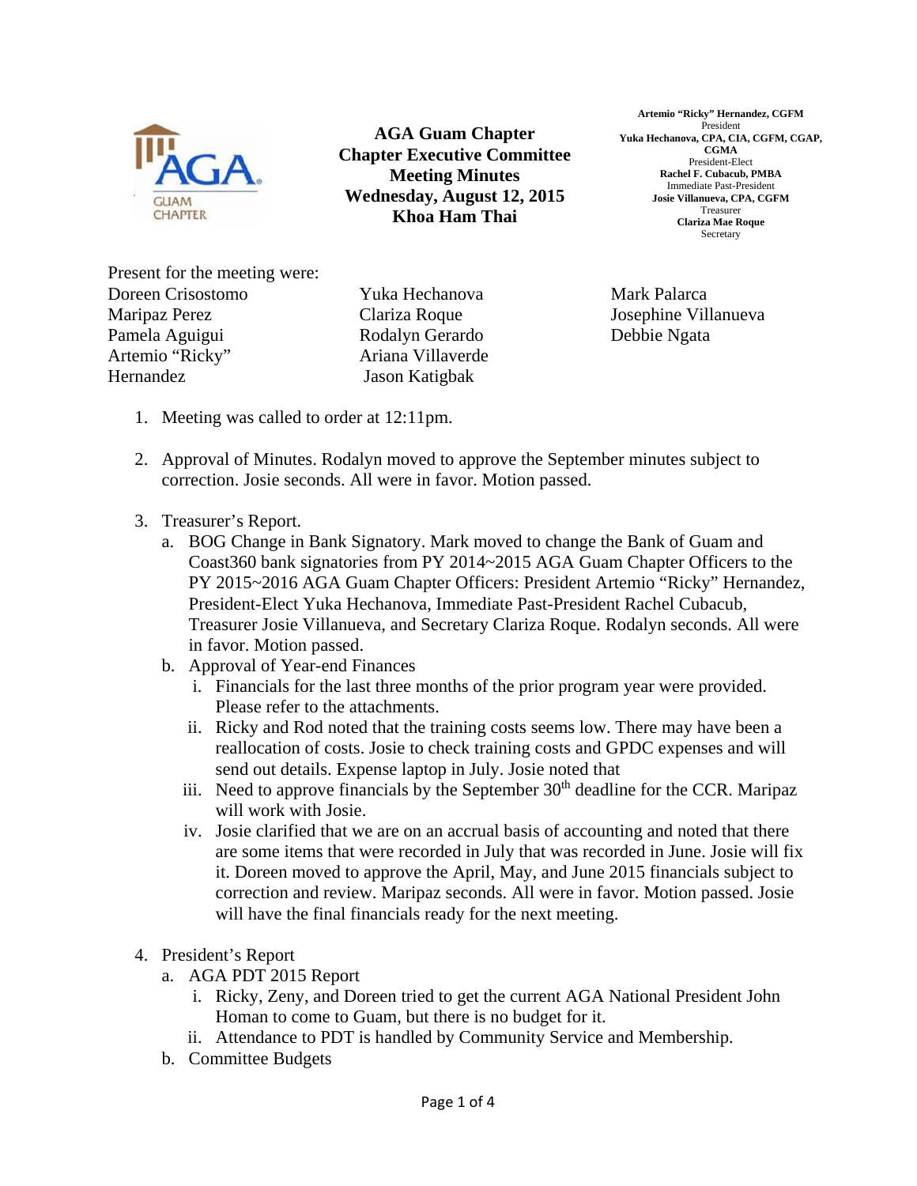# AGA Guam Chapter
## Chapter Executive Committee Meeting Minutes
### Wednesday, August 12, 2015
### Khoa Ham Thai

**Artemio "Ricky" Hernandez, CGFM**
President
**Yuka Hechanova, CPA, CIA, CGFM, CGAP, CGMA**
President-Elect
**Rachel F. Cubacub, PMBA**
Immediate Past-President
**Josie Villanueva, CPA, CGFM**
Treasurer
**Clariza Mae Roque**
Secretary

Present for the meeting were:

Doreen Crisostomo
Maripaz Perez
Pamela Aguigui
Artemio "Ricky" Hernandez
Yuka Hechanova
Clariza Roque
Rodalyn Gerardo
Ariana Villaverde
Jason Katigbak
Mark Palarca
Josephine Villanueva
Debbie Ngata

1. Meeting was called to order at 12:11pm.

2. Approval of Minutes. Rodalyn moved to approve the September minutes subject to correction. Josie seconds. All were in favor. Motion passed.

3. Treasurer's Report.
   a. BOG Change in Bank Signatory. Mark moved to change the Bank of Guam and Coast360 bank signatories from PY 2014~2015 AGA Guam Chapter Officers to the PY 2015~2016 AGA Guam Chapter Officers: President Artemio "Ricky" Hernandez, President-Elect Yuka Hechanova, Immediate Past-President Rachel Cubacub, Treasurer Josie Villanueva, and Secretary Clariza Roque. Rodalyn seconds. All were in favor. Motion passed.
   b. Approval of Year-end Finances
      i. Financials for the last three months of the prior program year were provided. Please refer to the attachments.
      ii. Ricky and Rod noted that the training costs seems low. There may have been a reallocation of costs. Josie to check training costs and GPDC expenses and will send out details. Expense laptop in July. Josie noted that
      iii. Need to approve financials by the September 30th deadline for the CCR. Maripaz will work with Josie.
      iv. Josie clarified that we are on an accrual basis of accounting and noted that there are some items that were recorded in July that was recorded in June. Josie will fix it. Doreen moved to approve the April, May, and June 2015 financials subject to correction and review. Maripaz seconds. All were in favor. Motion passed. Josie will have the final financials ready for the next meeting.

4. President's Report
   a. AGA PDT 2015 Report
      i. Ricky, Zeny, and Doreen tried to get the current AGA National President John Homan to come to Guam, but there is no budget for it.
      ii. Attendance to PDT is handled by Community Service and Membership.
   b. Committee Budgets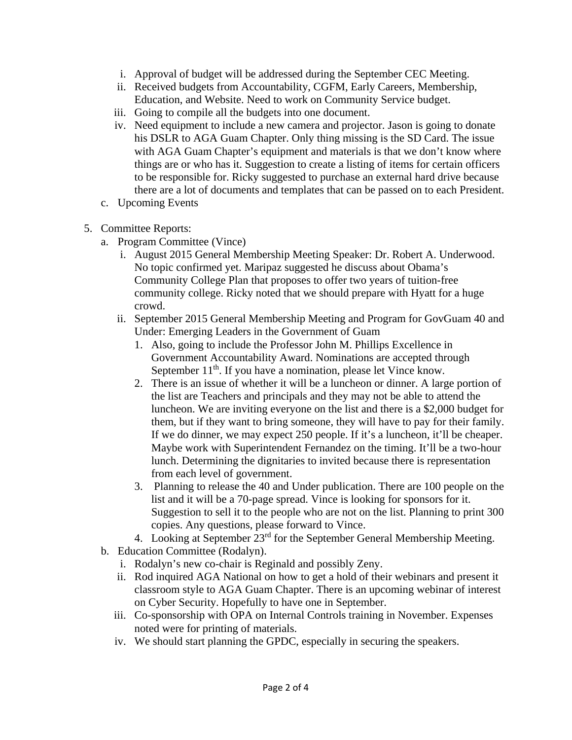i. Approval of budget will be addressed during the September CEC Meeting.
   ii. Received budgets from Accountability, CGFM, Early Careers, Membership, Education, and Website. Need to work on Community Service budget.
   iii. Going to compile all the budgets into one document.
   iv. Need equipment to include a new camera and projector. Jason is going to donate his DSLR to AGA Guam Chapter. Only thing missing is the SD Card. The issue with AGA Guam Chapter's equipment and materials is that we don't know where things are or who has it. Suggestion to create a listing of items for certain officers to be responsible for. Ricky suggested to purchase an external hard drive because there are a lot of documents and templates that can be passed on to each President.

c. Upcoming Events

5. Committee Reports:
   a. Program Committee (Vince)
      i. August 2015 General Membership Meeting Speaker: Dr. Robert A. Underwood. No topic confirmed yet. Maripaz suggested he discuss about Obama's Community College Plan that proposes to offer two years of tuition-free community college. Ricky noted that we should prepare with Hyatt for a huge crowd.
      ii. September 2015 General Membership Meeting and Program for GovGuam 40 and Under: Emerging Leaders in the Government of Guam
         1. Also, going to include the Professor John M. Phillips Excellence in Government Accountability Award. Nominations are accepted through September 11th. If you have a nomination, please let Vince know.
         2. There is an issue of whether it will be a luncheon or dinner. A large portion of the list are Teachers and principals and they may not be able to attend the luncheon. We are inviting everyone on the list and there is a $2,000 budget for them, but if they want to bring someone, they will have to pay for their family. If we do dinner, we may expect 250 people. If it's a luncheon, it'll be cheaper. Maybe work with Superintendent Fernandez on the timing. It'll be a two-hour lunch. Determining the dignitaries to invited because there is representation from each level of government.
         3. Planning to release the 40 and Under publication. There are 100 people on the list and it will be a 70-page spread. Vince is looking for sponsors for it. Suggestion to sell it to the people who are not on the list. Planning to print 300 copies. Any questions, please forward to Vince.
         4. Looking at September 23rd for the September General Membership Meeting.
   b. Education Committee (Rodalyn).
      i. Rodalyn's new co-chair is Reginald and possibly Zeny.
      ii. Rod inquired AGA National on how to get a hold of their webinars and present it classroom style to AGA Guam Chapter. There is an upcoming webinar of interest on Cyber Security. Hopefully to have one in September.
      iii. Co-sponsorship with OPA on Internal Controls training in November. Expenses noted were for printing of materials.
      iv. We should start planning the GPDC, especially in securing the speakers.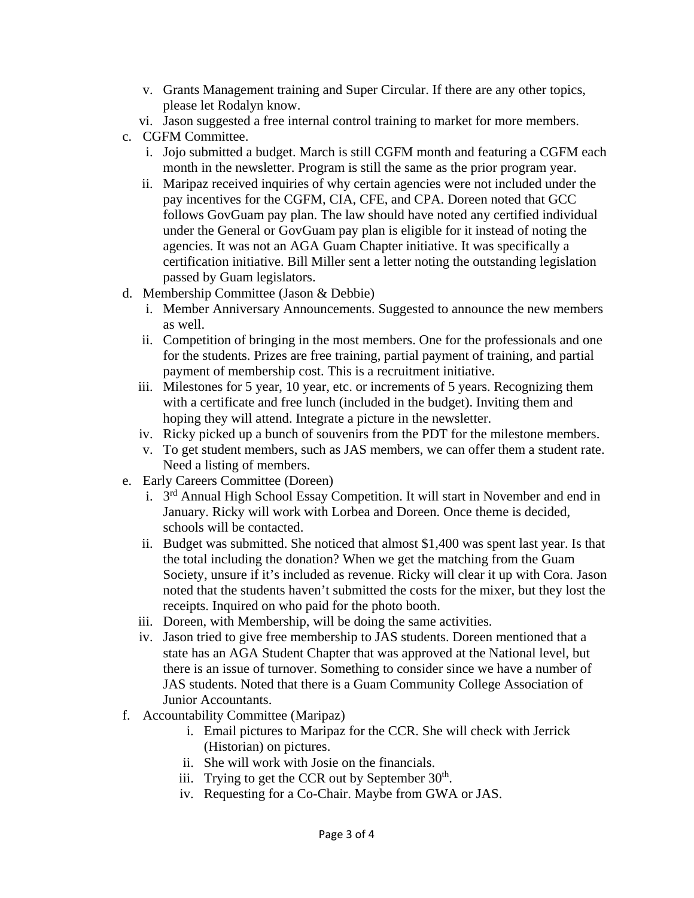v. Grants Management training and Super Circular. If there are any other topics, please let Rodalyn know.
   vi. Jason suggested a free internal control training to market for more members.

c. CGFM Committee.
   i. Jojo submitted a budget. March is still CGFM month and featuring a CGFM each month in the newsletter. Program is still the same as the prior program year.
   ii. Maripaz received inquiries of why certain agencies were not included under the pay incentives for the CGFM, CIA, CFE, and CPA. Doreen noted that GCC follows GovGuam pay plan. The law should have noted any certified individual under the General or GovGuam pay plan is eligible for it instead of noting the agencies. It was not an AGA Guam Chapter initiative. It was specifically a certification initiative. Bill Miller sent a letter noting the outstanding legislation passed by Guam legislators.

d. Membership Committee (Jason & Debbie)
   i. Member Anniversary Announcements. Suggested to announce the new members as well.
   ii. Competition of bringing in the most members. One for the professionals and one for the students. Prizes are free training, partial payment of training, and partial payment of membership cost. This is a recruitment initiative.
   iii. Milestones for 5 year, 10 year, etc. or increments of 5 years. Recognizing them with a certificate and free lunch (included in the budget). Inviting them and hoping they will attend. Integrate a picture in the newsletter.
   iv. Ricky picked up a bunch of souvenirs from the PDT for the milestone members.
   v. To get student members, such as JAS members, we can offer them a student rate. Need a listing of members.

e. Early Careers Committee (Doreen)
   i. 3rd Annual High School Essay Competition. It will start in November and end in January. Ricky will work with Lorbea and Doreen. Once theme is decided, schools will be contacted.
   ii. Budget was submitted. She noticed that almost $1,400 was spent last year. Is that the total including the donation? When we get the matching from the Guam Society, unsure if it's included as revenue. Ricky will clear it up with Cora. Jason noted that the students haven't submitted the costs for the mixer, but they lost the receipts. Inquired on who paid for the photo booth.
   iii. Doreen, with Membership, will be doing the same activities.
   iv. Jason tried to give free membership to JAS students. Doreen mentioned that a state has an AGA Student Chapter that was approved at the National level, but there is an issue of turnover. Something to consider since we have a number of JAS students. Noted that there is a Guam Community College Association of Junior Accountants.

f. Accountability Committee (Maripaz)
   i. Email pictures to Maripaz for the CCR. She will check with Jerrick (Historian) on pictures.
   ii. She will work with Josie on the financials.
   iii. Trying to get the CCR out by September 30th.
   iv. Requesting for a Co-Chair. Maybe from GWA or JAS.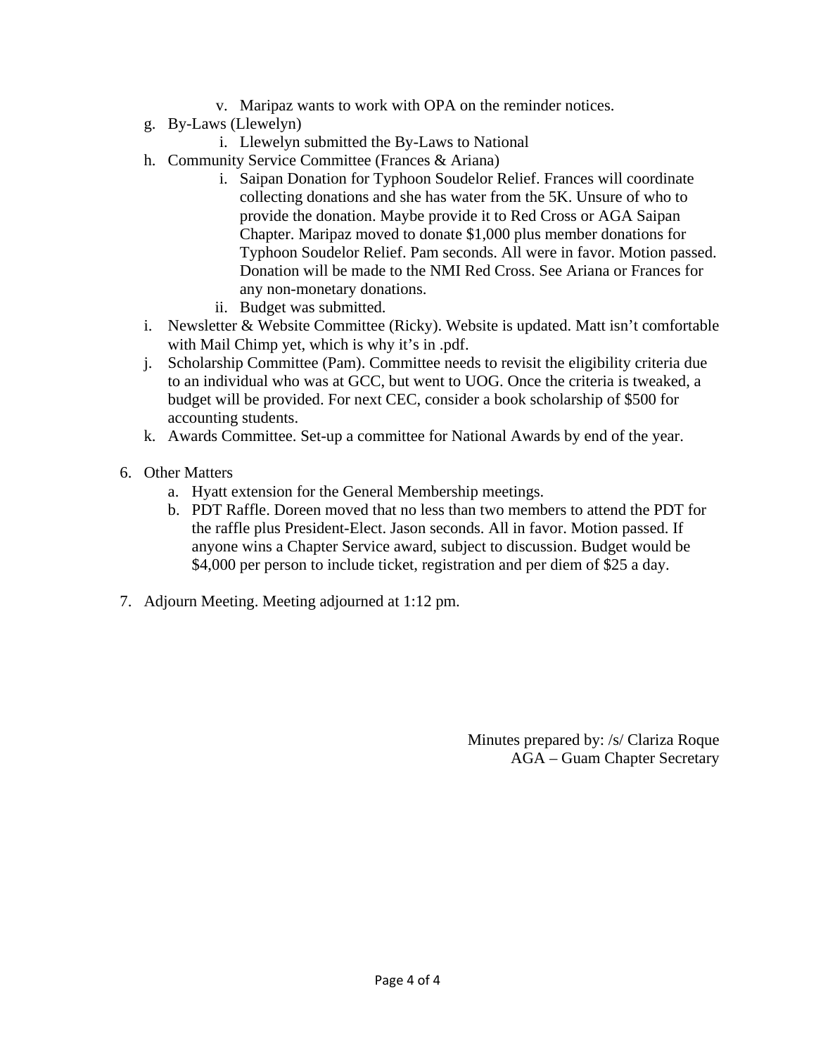v. Maripaz wants to work with OPA on the reminder notices.

g. By-Laws (Llewelyn)
   i. Llewelyn submitted the By-Laws to National

h. Community Service Committee (Frances & Ariana)
   i. Saipan Donation for Typhoon Soudelor Relief. Frances will coordinate collecting donations and she has water from the 5K. Unsure of who to provide the donation. Maybe provide it to Red Cross or AGA Saipan Chapter. Maripaz moved to donate $1,000 plus member donations for Typhoon Soudelor Relief. Pam seconds. All were in favor. Motion passed. Donation will be made to the NMI Red Cross. See Ariana or Frances for any non-monetary donations.
   ii. Budget was submitted.

i. Newsletter & Website Committee (Ricky). Website is updated. Matt isn't comfortable with Mail Chimp yet, which is why it's in .pdf.

j. Scholarship Committee (Pam). Committee needs to revisit the eligibility criteria due to an individual who was at GCC, but went to UOG. Once the criteria is tweaked, a budget will be provided. For next CEC, consider a book scholarship of $500 for accounting students.

k. Awards Committee. Set-up a committee for National Awards by end of the year.

6. Other Matters
   a. Hyatt extension for the General Membership meetings.
   b. PDT Raffle. Doreen moved that no less than two members to attend the PDT for the raffle plus President-Elect. Jason seconds. All in favor. Motion passed. If anyone wins a Chapter Service award, subject to discussion. Budget would be $4,000 per person to include ticket, registration and per diem of $25 a day.

7. Adjourn Meeting. Meeting adjourned at 1:12 pm.

Minutes prepared by: /s/ Clariza Roque
AGA – Guam Chapter Secretary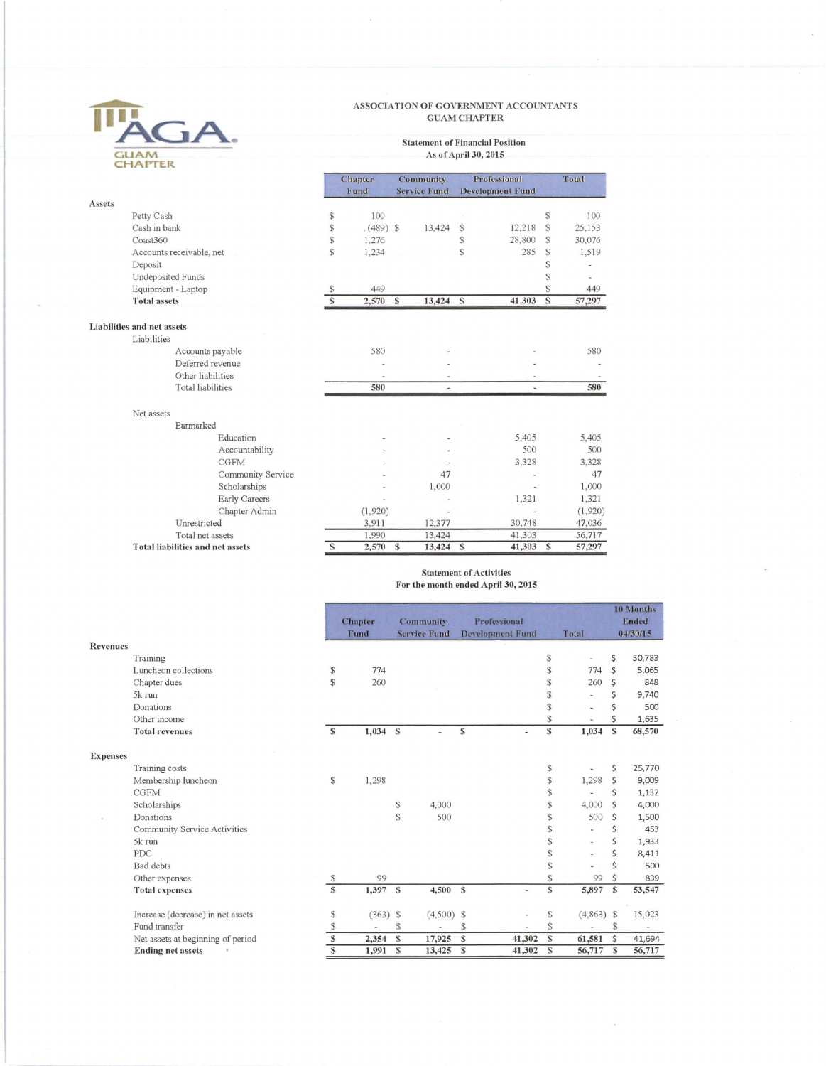AGA GUAM CHAPTER

## ASSOCIATION OF GOVERNMENT ACCOUNTANTS
## GUAM CHAPTER

### Statement of Financial Position
### As of April 30, 2015

| | Chapter Fund | Community Service Fund | Professional Development Fund | Total |
|---|---|---|---|---|
| **Assets** | | | | |
| Petty Cash | $ 100 | | | $ 100 |
| Cash in bank | $ (489) | $ 13,424 | $ 12,218 | $ 25,153 |
| Coast360 | $ 1,276 | | $ 28,800 | $ 30,076 |
| Accounts receivable, net | $ 1,234 | | $ 285 | $ 1,519 |
| Deposit | | | | $ - |
| Undeposited Funds | | | | $ - |
| Equipment - Laptop | $ 449 | | | $ 449 |
| **Total assets** | **$ 2,570** | **$ 13,424** | **$ 41,303** | **$ 57,297** |
| **Liabilities and net assets** | | | | |
| Liabilities | | | | |
| Accounts payable | 580 | - | - | 580 |
| Deferred revenue | - | - | - | - |
| Other liabilities | - | - | - | - |
| Total liabilities | **580** | - | - | **580** |
| Net assets | | | | |
| Earmarked | | | | |
| Education | - | - | 5,405 | 5,405 |
| Accountability | - | - | 500 | 500 |
| CGFM | - | - | 3,328 | 3,328 |
| Community Service | - | 47 | - | 47 |
| Scholarships | - | 1,000 | - | 1,000 |
| Early Careers | - | - | 1,321 | 1,321 |
| Chapter Admin | (1,920) | - | - | (1,920) |
| Unrestricted | 3,911 | 12,377 | 30,748 | 47,036 |
| Total net assets | 1,990 | 13,424 | 41,303 | 56,717 |
| **Total liabilities and net assets** | **$ 2,570** | **$ 13,424** | **$ 41,303** | **$ 57,297** |

### Statement of Activities
### For the month ended April 30, 2015

| | Chapter Fund | Community Service Fund | Professional Development Fund | Total | 10 Months Ended 04/30/15 |
|---|---|---|---|---|---|
| **Revenues** | | | | | |
| Training | | | | $ - | $ 50,783 |
| Luncheon collections | $ 774 | | | $ 774 | $ 5,065 |
| Chapter dues | $ 260 | | | $ 260 | $ 848 |
| 5k run | | | | $ - | $ 9,740 |
| Donations | | | | $ - | $ 500 |
| Other income | | | | $ - | $ 1,635 |
| **Total revenues** | **$ 1,034** | **$ -** | **$ -** | **$ 1,034** | **$ 68,570** |
| **Expenses** | | | | | |
| Training costs | | | | $ - | $ 25,770 |
| Membership luncheon | $ 1,298 | | | $ 1,298 | $ 9,009 |
| CGFM | | | | $ - | $ 1,132 |
| Scholarships | | $ 4,000 | | $ 4,000 | $ 4,000 |
| Donations | | $ 500 | | $ 500 | $ 1,500 |
| Community Service Activities | | | | $ - | $ 453 |
| 5k run | | | | $ - | $ 1,933 |
| PDC | | | | $ - | $ 8,411 |
| Bad debts | | | | $ - | $ 500 |
| Other expenses | $ 99 | | | $ 99 | $ 839 |
| **Total expenses** | **$ 1,397** | **$ 4,500** | **$ -** | **$ 5,897** | **$ 53,547** |
| Increase (decrease) in net assets | $ (363) | $ (4,500) | $ - | $ (4,863) | $ 15,023 |
| Fund transfer | $ - | $ - | $ - | $ - | $ - |
| Net assets at beginning of period | $ 2,354 | $ 17,925 | $ 41,302 | $ 61,581 | $ 41,694 |
| **Ending net assets** | **$ 1,991** | **$ 13,425** | **$ 41,302** | **$ 56,717** | **$ 56,717** |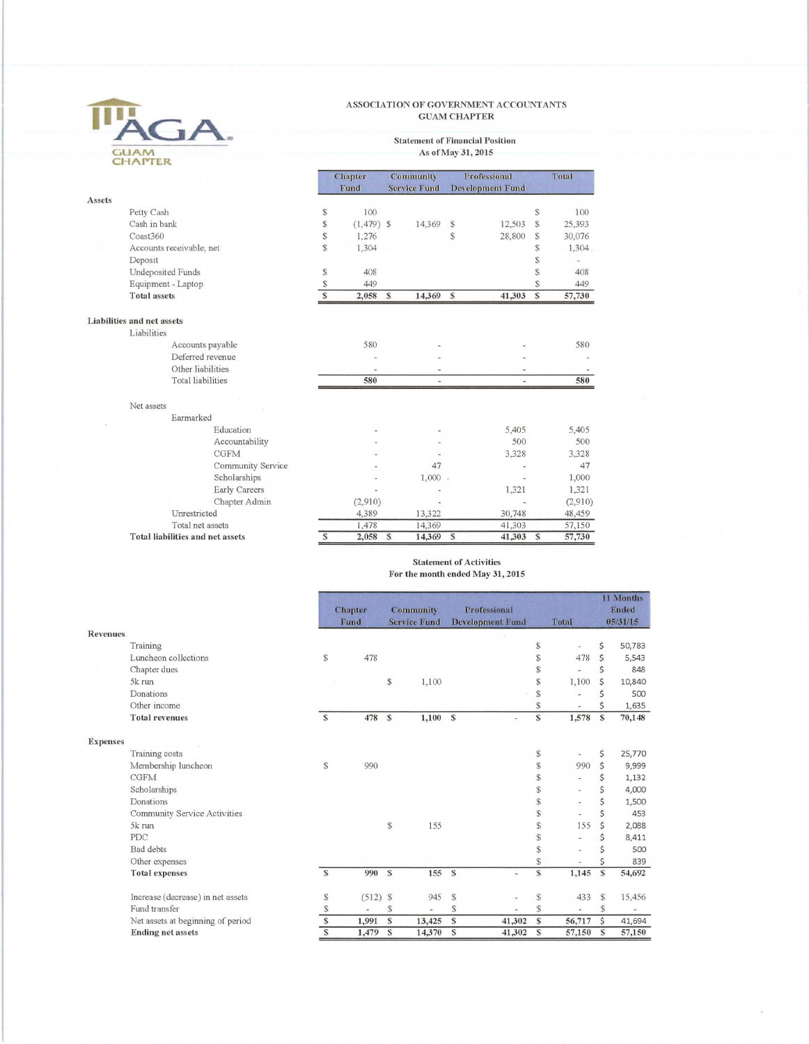AGA GUAM CHAPTER

# ASSOCIATION OF GOVERNMENT ACCOUNTANTS
## GUAM CHAPTER

### Statement of Financial Position
### As of May 31, 2015

| | Chapter Fund | Community Service Fund | Professional Development Fund | Total |
|---|---|---|---|---|
| **Assets** | | | | |
| Petty Cash | $ 100 | | | $ 100 |
| Cash in bank | $ (1,479) | $ 14,369 | $ 12,503 | $ 25,393 |
| Coast360 | $ 1,276 | | $ 28,800 | $ 30,076 |
| Accounts receivable, net | $ 1,304 | | | $ 1,304 |
| Deposit | | | | $ - |
| Undeposited Funds | $ 408 | | | $ 408 |
| Equipment - Laptop | $ 449 | | | $ 449 |
| **Total assets** | **$ 2,058** | **$ 14,369** | **$ 41,303** | **$ 57,730** |
| **Liabilities and net assets** | | | | |
| Liabilities | | | | |
| Accounts payable | 580 | - | - | 580 |
| Deferred revenue | - | - | - | - |
| Other liabilities | - | - | - | - |
| Total liabilities | **580** | - | - | **580** |
| Net assets | | | | |
| Earmarked | | | | |
| Education | - | - | 5,405 | 5,405 |
| Accountability | - | - | 500 | 500 |
| CGFM | - | - | 3,328 | 3,328 |
| Community Service | - | 47 | - | 47 |
| Scholarships | - | 1,000 | - | 1,000 |
| Early Careers | - | - | 1,321 | 1,321 |
| Chapter Admin | (2,910) | - | - | (2,910) |
| Unrestricted | 4,389 | 13,322 | 30,748 | 48,459 |
| Total net assets | 1,478 | 14,369 | 41,303 | 57,150 |
| **Total liabilities and net assets** | **$ 2,058** | **$ 14,369** | **$ 41,303** | **$ 57,730** |

### Statement of Activities
### For the month ended May 31, 2015

| | Chapter Fund | Community Service Fund | Professional Development Fund | Total | 11 Months Ended 05/31/15 |
|---|---|---|---|---|---|
| **Revenues** | | | | | |
| Training | | | | $ - | $ 50,783 |
| Luncheon collections | $ 478 | | | $ 478 | $ 5,543 |
| Chapter dues | | | | $ - | $ 848 |
| 5k run | | $ 1,100 | | $ 1,100 | $ 10,840 |
| Donations | | | | $ - | $ 500 |
| Other income | | | | $ - | $ 1,635 |
| **Total revenues** | **$ 478** | **$ 1,100** | **$ -** | **$ 1,578** | **$ 70,148** |
| **Expenses** | | | | | |
| Training costs | | | | $ - | $ 25,770 |
| Membership luncheon | $ 990 | | | $ 990 | $ 9,999 |
| CGFM | | | | $ - | $ 1,132 |
| Scholarships | | | | $ - | $ 4,000 |
| Donations | | | | $ - | $ 1,500 |
| Community Service Activities | | | | $ - | $ 453 |
| 5k run | | $ 155 | | $ 155 | $ 2,088 |
| PDC | | | | $ - | $ 8,411 |
| Bad debts | | | | $ - | $ 500 |
| Other expenses | | | | $ - | $ 839 |
| **Total expenses** | **$ 990** | **$ 155** | **$ -** | **$ 1,145** | **$ 54,692** |
| Increase (decrease) in net assets | $ (512) | $ 945 | $ - | $ 433 | $ 15,456 |
| Fund transfer | $ - | $ - | $ - | $ - | $ - |
| Net assets at beginning of period | $ 1,991 | $ 13,425 | $ 41,302 | $ 56,717 | $ 41,694 |
| **Ending net assets** | **$ 1,479** | **$ 14,370** | **$ 41,302** | **$ 57,150** | **$ 57,150** |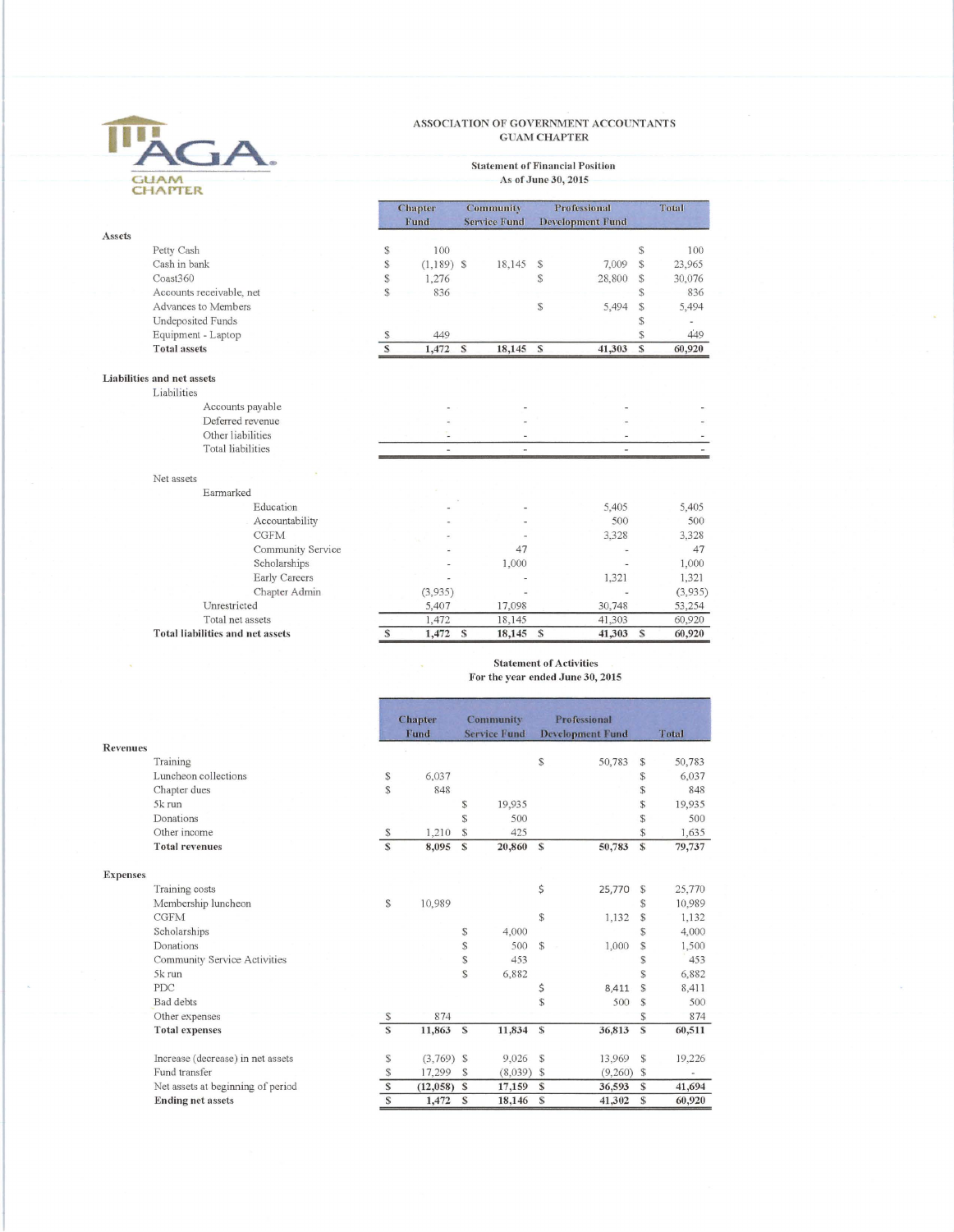AGA GUAM CHAPTER

# ASSOCIATION OF GOVERNMENT ACCOUNTANTS
## GUAM CHAPTER

### Statement of Financial Position
As of June 30, 2015

| | Chapter Fund | Community Service Fund | Professional Development Fund | Total |
|---|---|---|---|---|
| **Assets** | | | | |
| Petty Cash | $ 100 | | | $ 100 |
| Cash in bank | $ (1,189) | $ 18,145 | $ 7,009 | $ 23,965 |
| Coast360 | $ 1,276 | | $ 28,800 | $ 30,076 |
| Accounts receivable, net | $ 836 | | | $ 836 |
| Advances to Members | | | $ 5,494 | $ 5,494 |
| Undeposited Funds | | | | $ - |
| Equipment - Laptop | $ 449 | | | $ 449 |
| **Total assets** | **$ 1,472** | **$ 18,145** | **$ 41,303** | **$ 60,920** |
| **Liabilities and net assets** | | | | |
| Liabilities | | | | |
| Accounts payable | - | - | - | - |
| Deferred revenue | - | - | - | - |
| Other liabilities | - | - | - | - |
| Total liabilities | - | - | - | - |
| Net assets | | | | |
| Earmarked | | | | |
| Education | - | - | 5,405 | 5,405 |
| Accountability | - | - | 500 | 500 |
| CGFM | - | - | 3,328 | 3,328 |
| Community Service | - | 47 | - | 47 |
| Scholarships | - | 1,000 | - | 1,000 |
| Early Careers | - | - | 1,321 | 1,321 |
| Chapter Admin | (3,935) | - | - | (3,935) |
| Unrestricted | 5,407 | 17,098 | 30,748 | 53,254 |
| Total net assets | 1,472 | 18,145 | 41,303 | 60,920 |
| **Total liabilities and net assets** | **$ 1,472** | **$ 18,145** | **$ 41,303** | **$ 60,920** |

### Statement of Activities
For the year ended June 30, 2015

| | Chapter Fund | Community Service Fund | Professional Development Fund | Total |
|---|---|---|---|---|
| **Revenues** | | | | |
| Training | | | $ 50,783 | $ 50,783 |
| Luncheon collections | $ 6,037 | | | $ 6,037 |
| Chapter dues | $ 848 | | | $ 848 |
| 5k run | | $ 19,935 | | $ 19,935 |
| Donations | | $ 500 | | $ 500 |
| Other income | $ 1,210 | $ 425 | | $ 1,635 |
| **Total revenues** | **$ 8,095** | **$ 20,860** | **$ 50,783** | **$ 79,737** |
| **Expenses** | | | | |
| Training costs | | | $ 25,770 | $ 25,770 |
| Membership luncheon | $ 10,989 | | | $ 10,989 |
| CGFM | | | $ 1,132 | $ 1,132 |
| Scholarships | | $ 4,000 | | $ 4,000 |
| Donations | | $ 500 | $ 1,000 | $ 1,500 |
| Community Service Activities | | $ 453 | | $ 453 |
| 5k run | | $ 6,882 | | $ 6,882 |
| PDC | | | $ 8,411 | $ 8,411 |
| Bad debts | | | $ 500 | $ 500 |
| Other expenses | $ 874 | | | $ 874 |
| **Total expenses** | **$ 11,863** | **$ 11,834** | **$ 36,813** | **$ 60,511** |
| Increase (decrease) in net assets | $ (3,769) | $ 9,026 | $ 13,969 | $ 19,226 |
| Fund transfer | $ 17,299 | $ (8,039) | $ (9,260) | $ - |
| Net assets at beginning of period | $ (12,058) | $ 17,159 | $ 36,593 | $ 41,694 |
| **Ending net assets** | **$ 1,472** | **$ 18,146** | **$ 41,302** | **$ 60,920** |